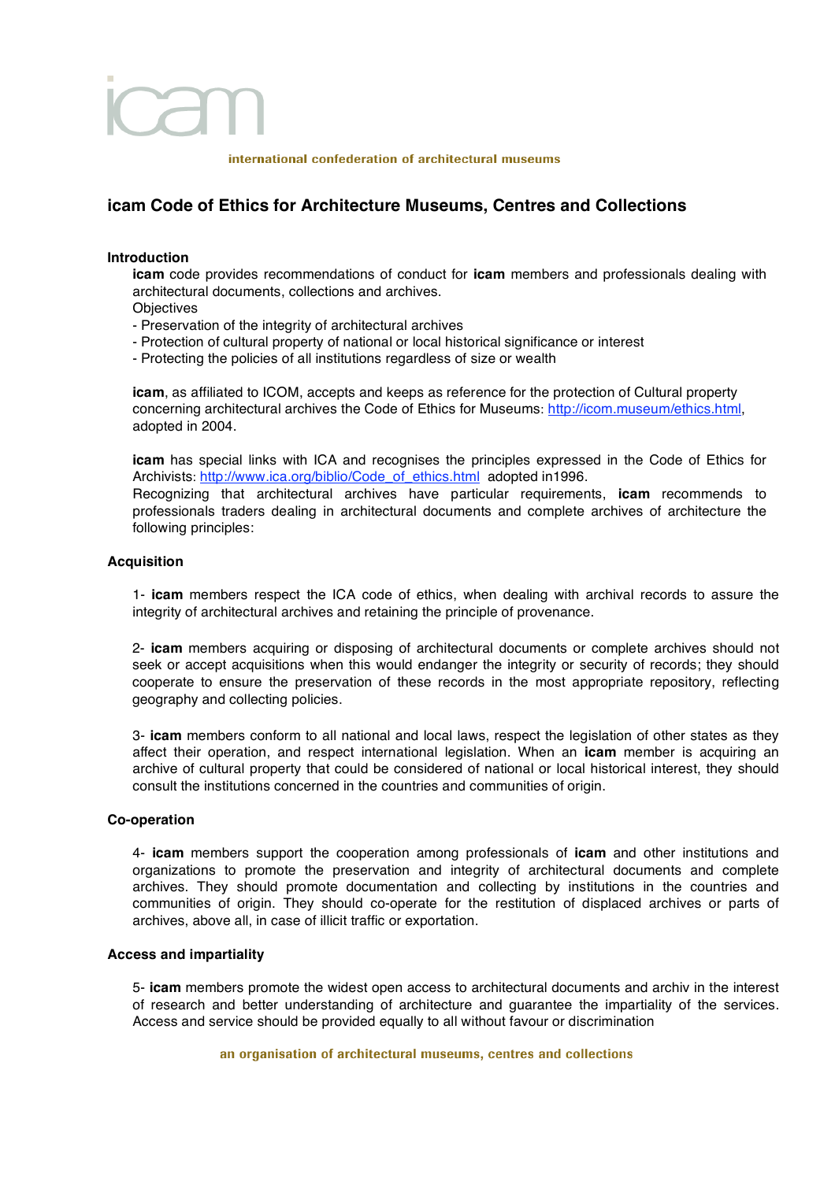icam

international confederation of architectural museums

# icam Code of Ethics for Architecture Museums, Centres and Collections

## Introduction

**icam** code provides recommendations of conduct for **icam** members and professionals dealing with architectural documents, collections and archives.

Objectives

- Preservation of the integrity of architectural archives
- Protection of cultural property of national or local historical significance or interest
- Protecting the policies of all institutions regardless of size or wealth

**icam**, as affiliated to ICOM, accepts and keeps as reference for the protection of Cultural property concerning architectural archives the Code of Ethics for Museums: http://icom.museum/ethics.html, adopted in 2004.

**icam** has special links with ICA and recognises the principles expressed in the Code of Ethics for Archivists: http://www.ica.org/biblio/Code_of_ethics.html adopted in1996.

Recognizing that architectural archives have particular requirements, **icam** recommends to professionals traders dealing in architectural documents and complete archives of architecture the following principles:

## Acquisition

1- **icam** members respect the ICA code of ethics, when dealing with archival records to assure the integrity of architectural archives and retaining the principle of provenance.

2- **icam** members acquiring or disposing of architectural documents or complete archives should not seek or accept acquisitions when this would endanger the integrity or security of records; they should cooperate to ensure the preservation of these records in the most appropriate repository, reflecting geography and collecting policies.

3- **icam** members conform to all national and local laws, respect the legislation of other states as they affect their operation, and respect international legislation. When an **icam** member is acquiring an archive of cultural property that could be considered of national or local historical interest, they should consult the institutions concerned in the countries and communities of origin.

## Co-operation

4- **icam** members support the cooperation among professionals of **icam** and other institutions and organizations to promote the preservation and integrity of architectural documents and complete archives. They should promote documentation and collecting by institutions in the countries and communities of origin. They should co-operate for the restitution of displaced archives or parts of archives, above all, in case of illicit traffic or exportation.

## Access and impartiality

5- **icam** members promote the widest open access to architectural documents and archiv in the interest of research and better understanding of architecture and guarantee the impartiality of the services. Access and service should be provided equally to all without favour or discrimination

an organisation of architectural museums, centres and collections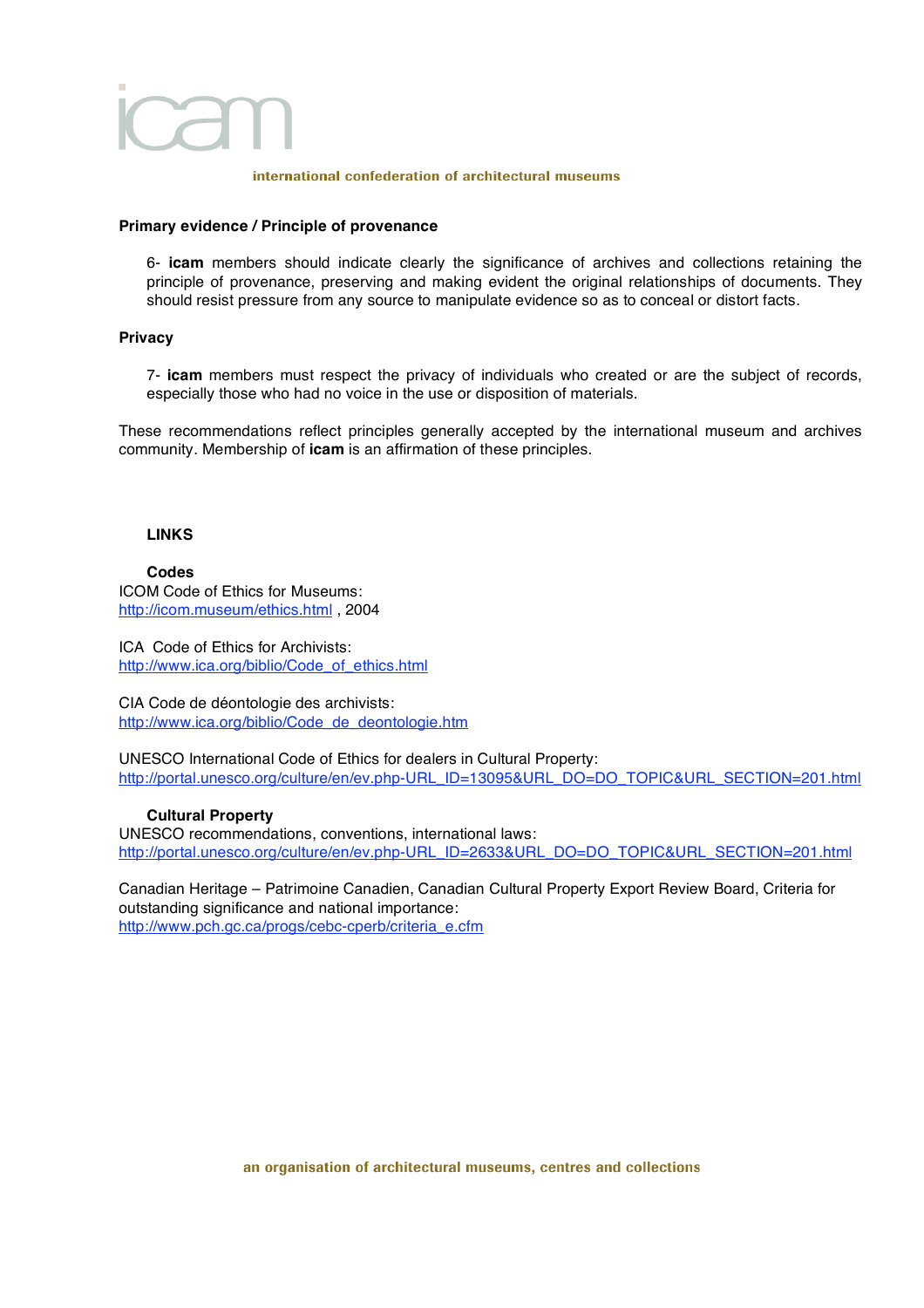**Primary evidence / Principle of provenance**

6- **icam** members should indicate clearly the significance of archives and collections retaining the principle of provenance, preserving and making evident the original relationships of documents. They should resist pressure from any source to manipulate evidence so as to conceal or distort facts.

**Privacy**

7- **icam** members must respect the privacy of individuals who created or are the subject of records, especially those who had no voice in the use or disposition of materials.

These recommendations reflect principles generally accepted by the international museum and archives community. Membership of **icam** is an affirmation of these principles.

**LINKS**

**Codes**

ICOM Code of Ethics for Museums:
http://icom.museum/ethics.html , 2004

ICA Code of Ethics for Archivists:
http://www.ica.org/biblio/Code_of_ethics.html

CIA Code de déontologie des archivists:
http://www.ica.org/biblio/Code_de_deontologie.htm

UNESCO International Code of Ethics for dealers in Cultural Property:
http://portal.unesco.org/culture/en/ev.php-URL_ID=13095&URL_DO=DO_TOPIC&URL_SECTION=201.html

**Cultural Property**

UNESCO recommendations, conventions, international laws:
http://portal.unesco.org/culture/en/ev.php-URL_ID=2633&URL_DO=DO_TOPIC&URL_SECTION=201.html

Canadian Heritage – Patrimoine Canadien, Canadian Cultural Property Export Review Board, Criteria for outstanding significance and national importance:
http://www.pch.gc.ca/progs/cebc-cperb/criteria_e.cfm